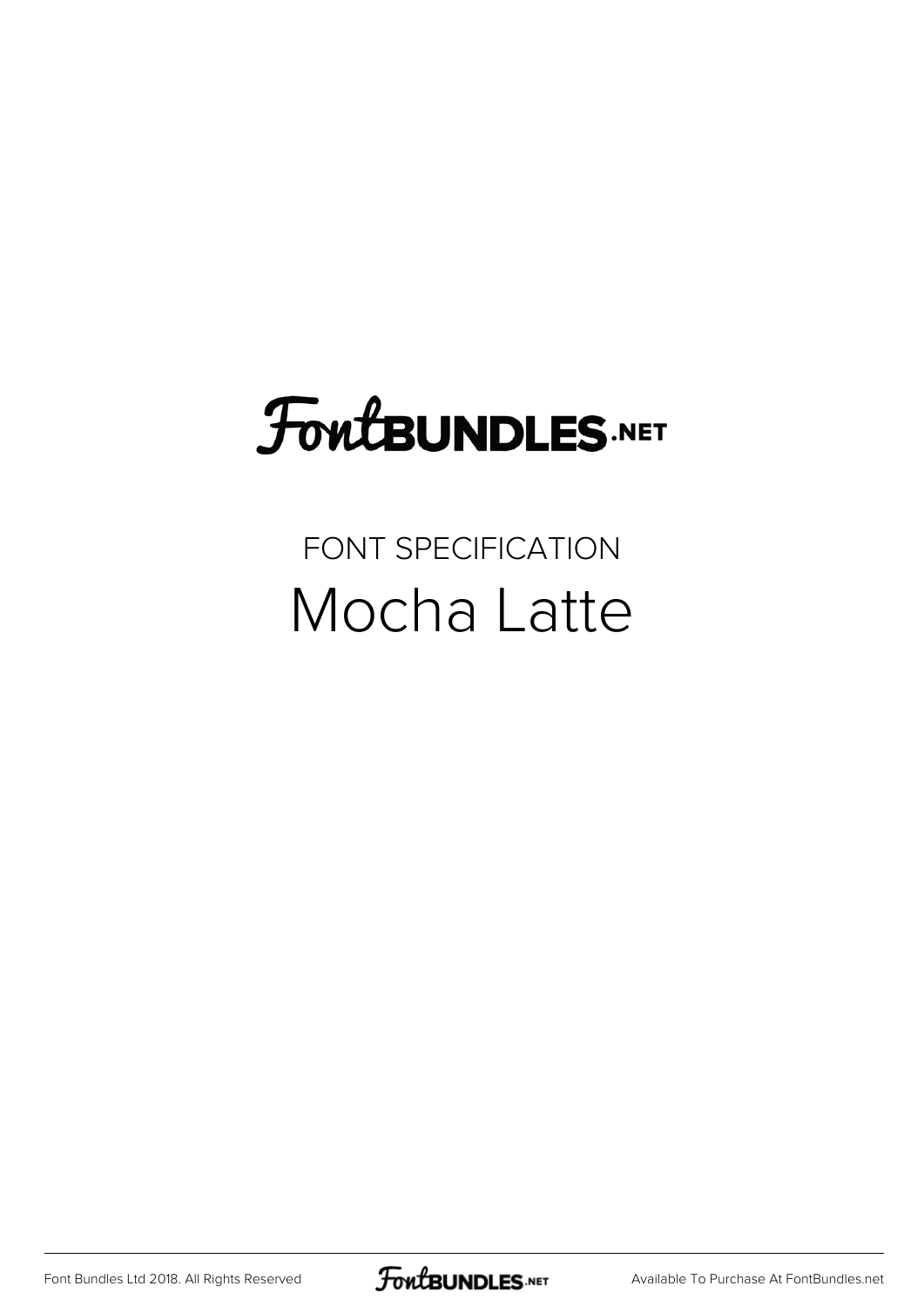FontBUNDLES.NET

FONT SPECIFICATION

# Mocha Latte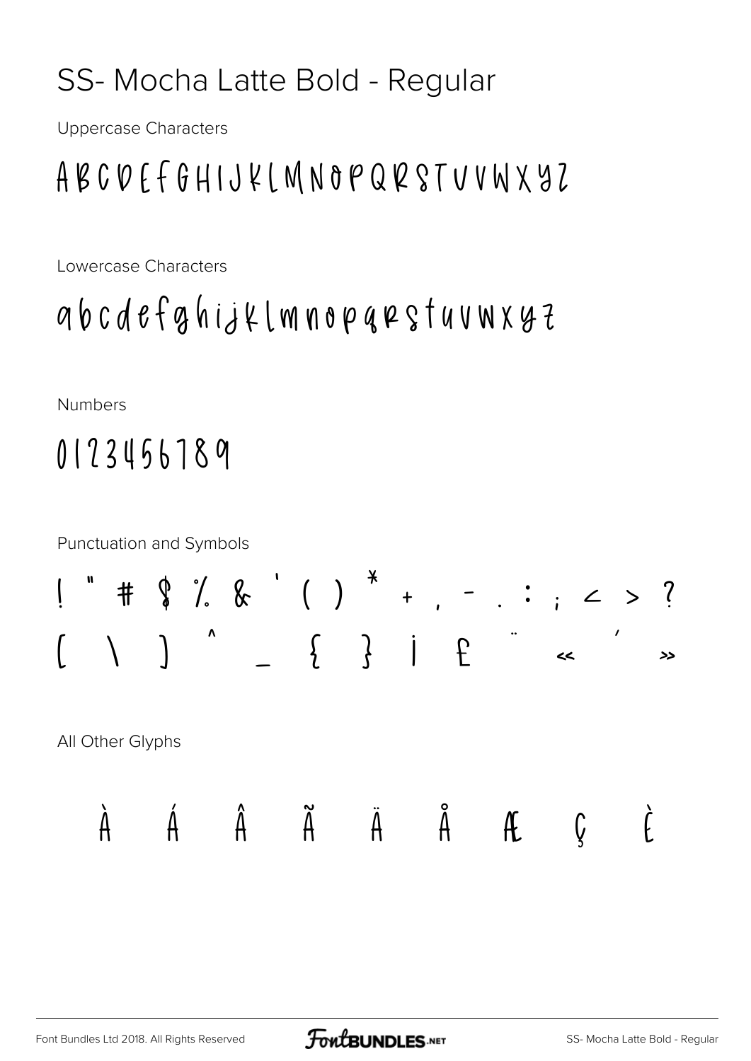# SS- Mocha Latte Bold - Regular

Uppercase Characters

ABCDEFGHIJKLMNOPQRSTUVWXYZ

Lowercase Characters

abcdefghijklmnopqrstuvwxyz

Numbers

0123456789

Punctuation and Symbols

! " # $ % & ' ( ) * + , - . : ; < > ?

[ \ ] ^ _ { } ¡ £ ¨ « ´ »

All Other Glyphs

À Á Â Ã Ä Å Æ Ç È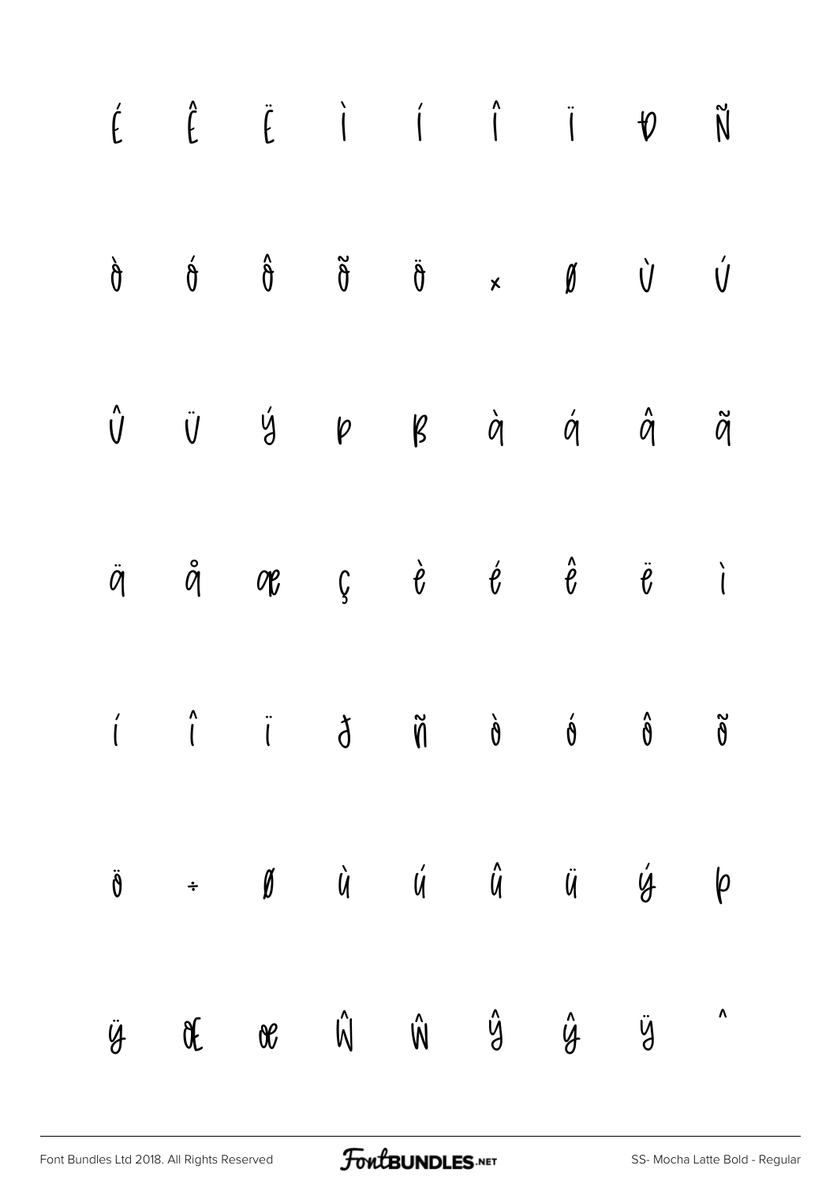É Ê Ë Ì Í Î Ï Ð Ñ

Ò Ó Ô Õ Ö × Ø Ù Ú

Û Ü Ý Þ ß à á â ã

ä å æ ç è é ê ë ì

í î ï ð ñ ò ó ô õ

ö ÷ ø ù ú û ü ý þ

ÿ Œ œ Ŵ ŵ Ŷ ŷ Ÿ ˆ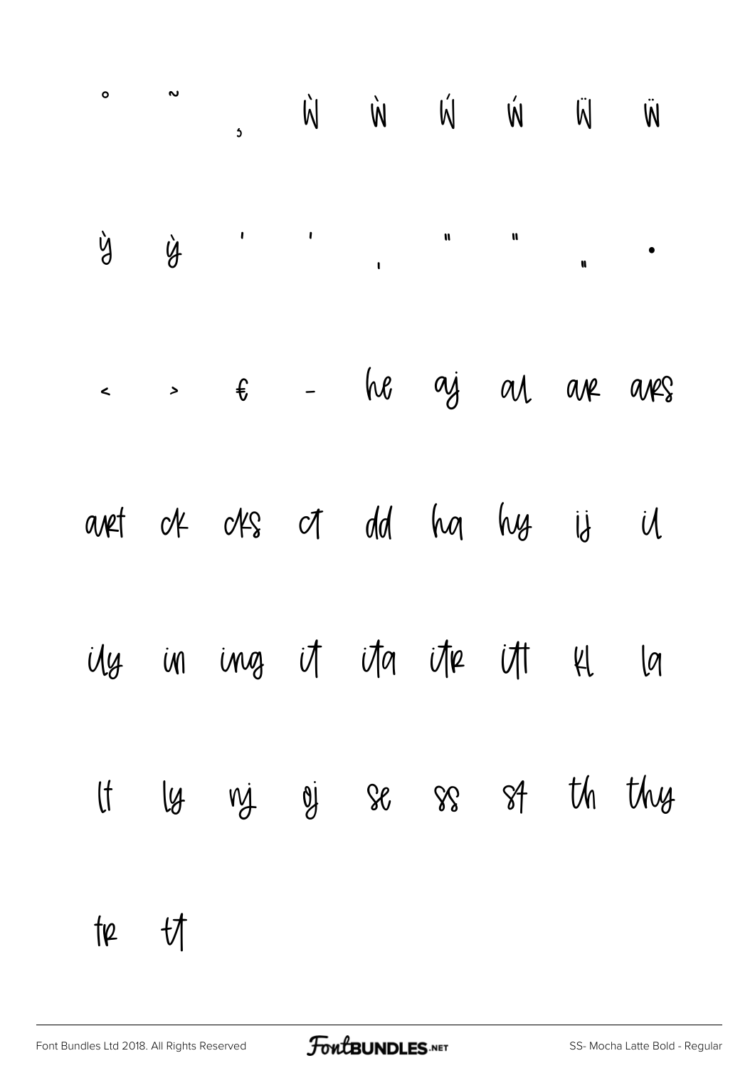˚ ˜ ¸ Ẁ ẁ Ẃ ẃ Ẅ ẅ

Ỳ ỳ ' ' ‚ " " „ •

‹ › € - he aj al ar ars

art ck cks ct dd ha hy ij il

ily in ing it ita itr itt kl la

lt ly nj oj se ss st th thy

tr tt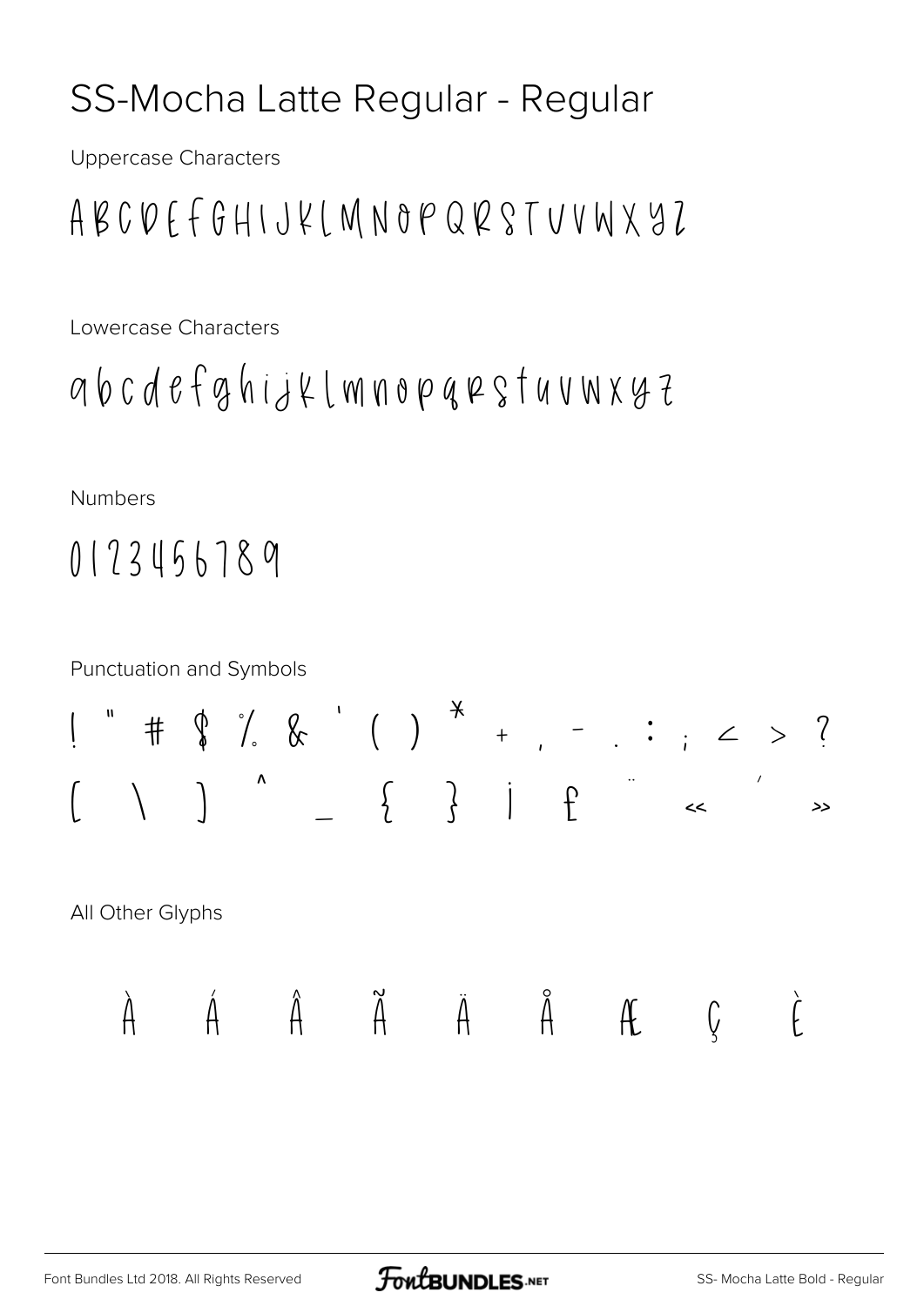# SS-Mocha Latte Regular - Regular

Uppercase Characters

ABCDEFGHIJKLMNOPQRSTUVWXYZ

Lowercase Characters

abcdefghijklmnopqrstuvwxyz

Numbers

0123456789

Punctuation and Symbols

! " # $ % & ' ( ) * + , - . : ; < > ?

[ \ ] ^ _ { } ¡ £ ¨ « ´ »

All Other Glyphs

À Á Â Ã Ä Å Æ Ç È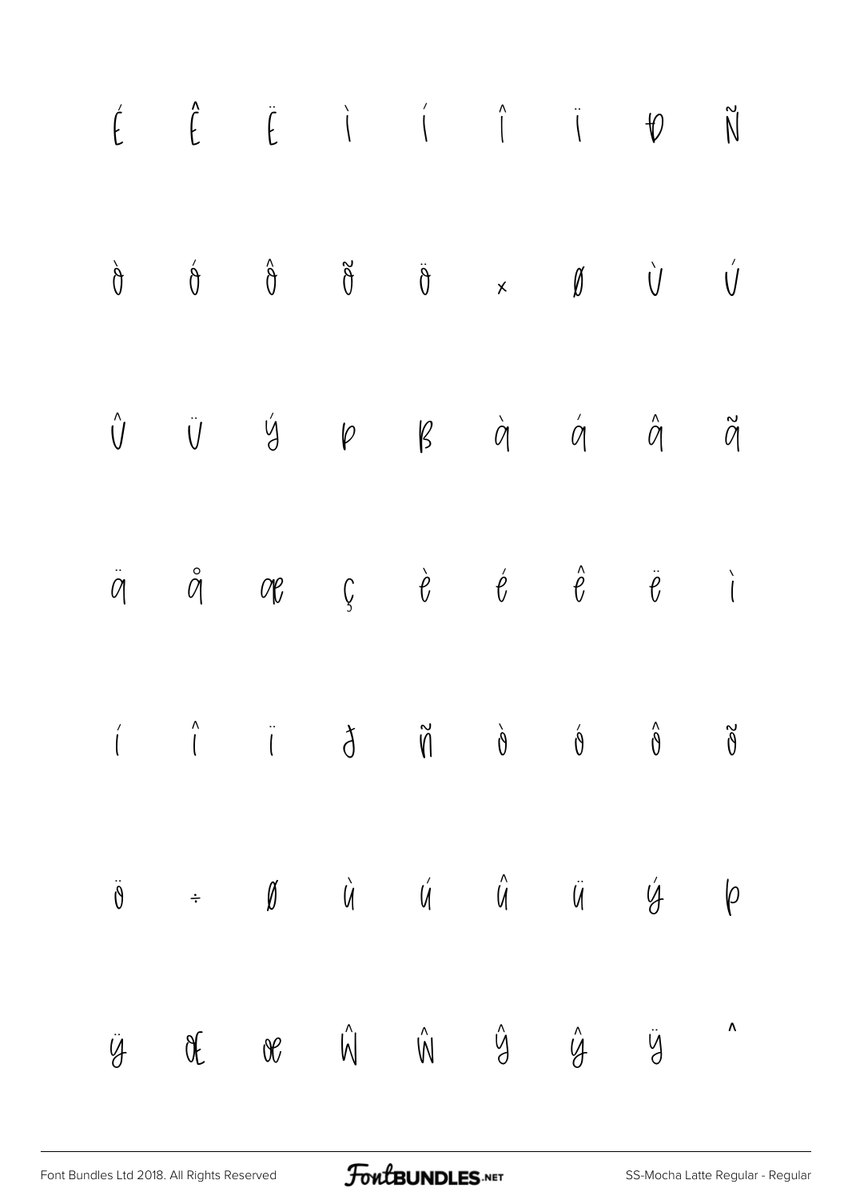É Ê Ë Ì Í Î Ï Ð Ñ

Ò Ó Ô Õ Ö × Ø Ù Ú

Û Ü Ý Þ ß à á â ã

ä å æ ç è é ê ë ì

í î ï ð ñ ò ó ô õ

ö ÷ ø ù ú û ü ý þ

ÿ Œ œ Ŵ ŵ Ŷ ŷ Ÿ ˆ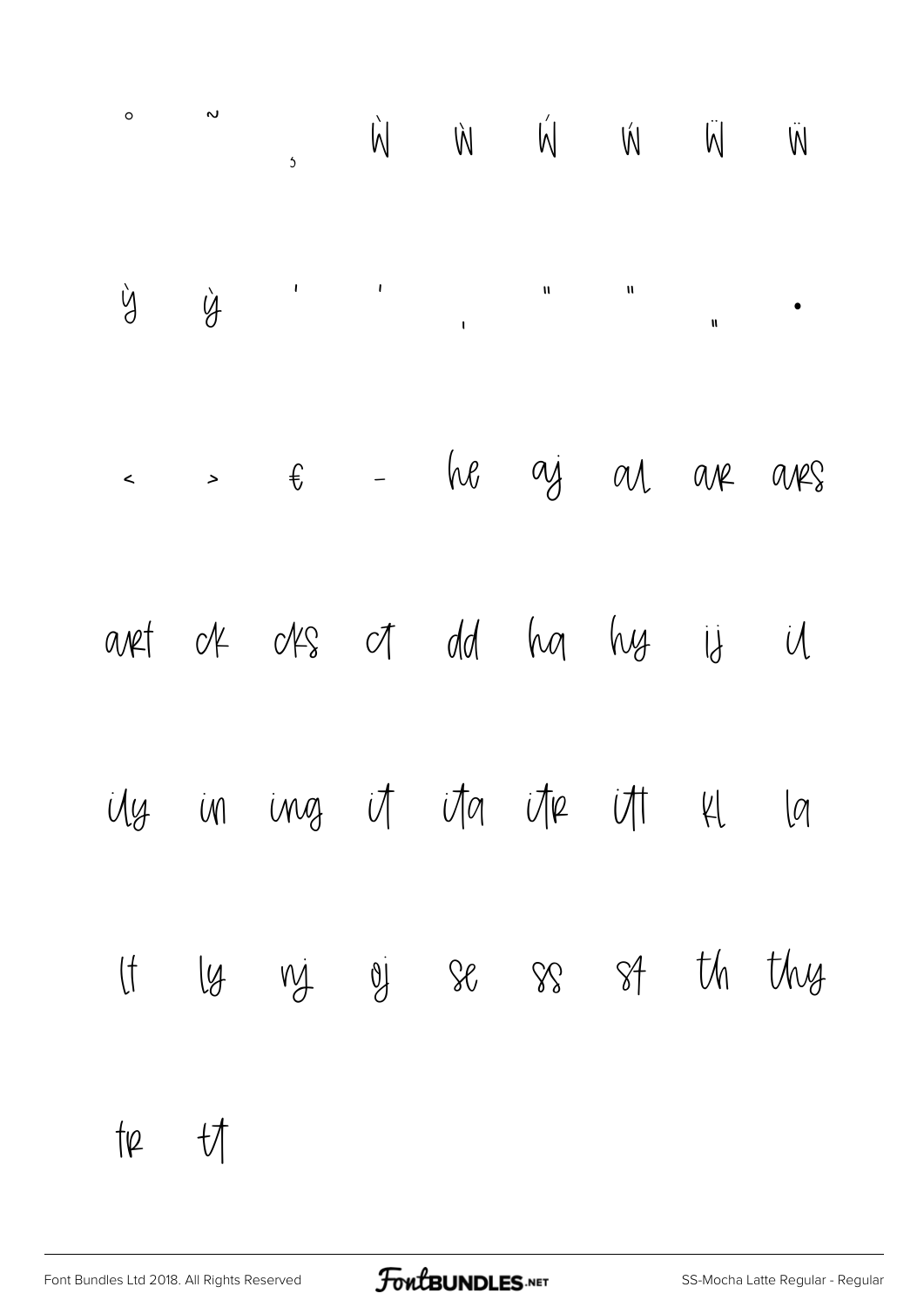˚ ˜ ¸ Ẁ Ẁ Ẃ Ẃ Ẅ Ẅ

ỳ ỳ ' ' ‚ " " „ •

‹ › € – he aj al ar ars

art ck cks ct dd ha hy ij il

ily in ing it ita itr itt kl la

lt ly nj oj se ss st th thy

tr tt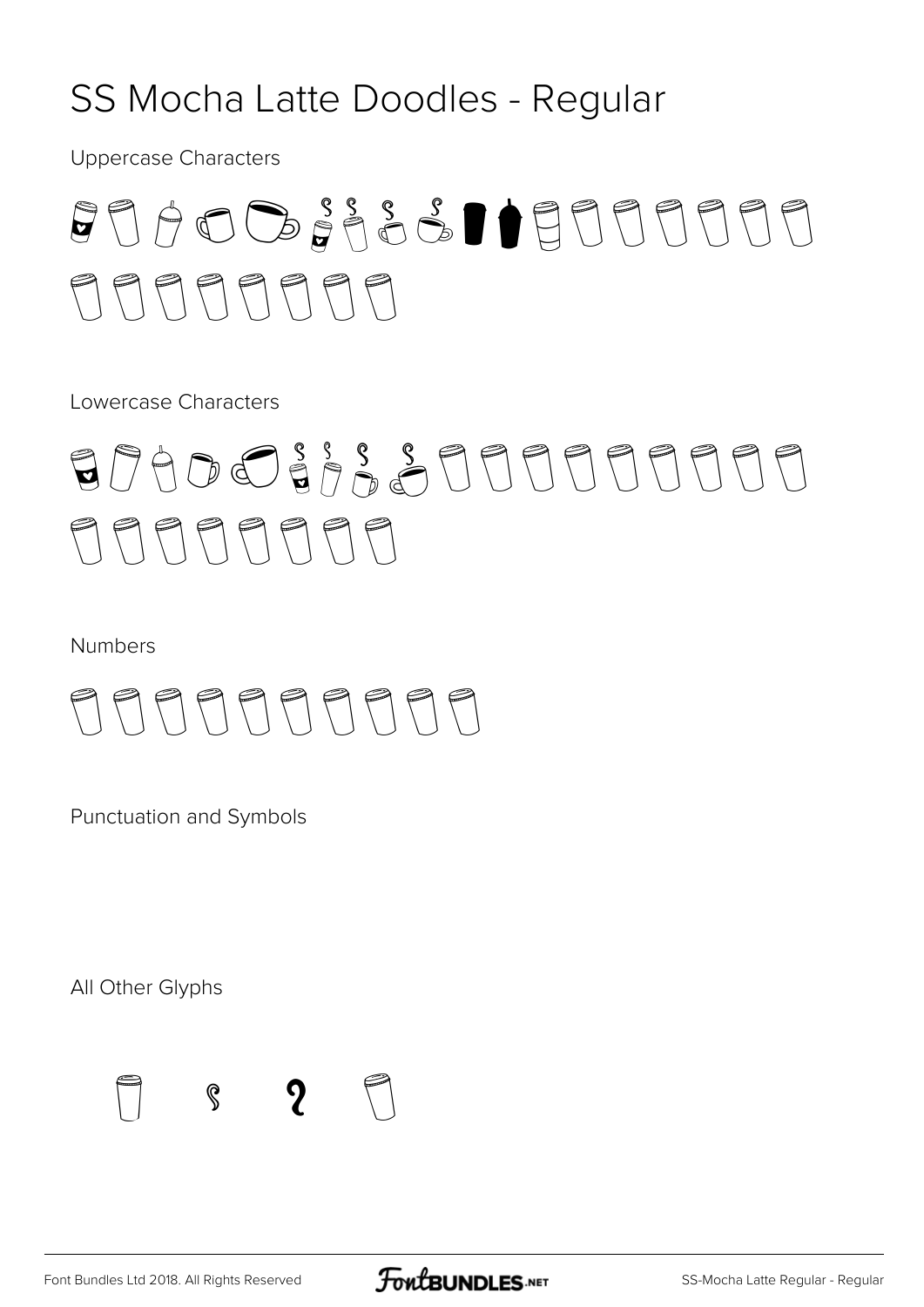# SS Mocha Latte Doodles - Regular

Uppercase Characters

Lowercase Characters

Numbers

Punctuation and Symbols

All Other Glyphs